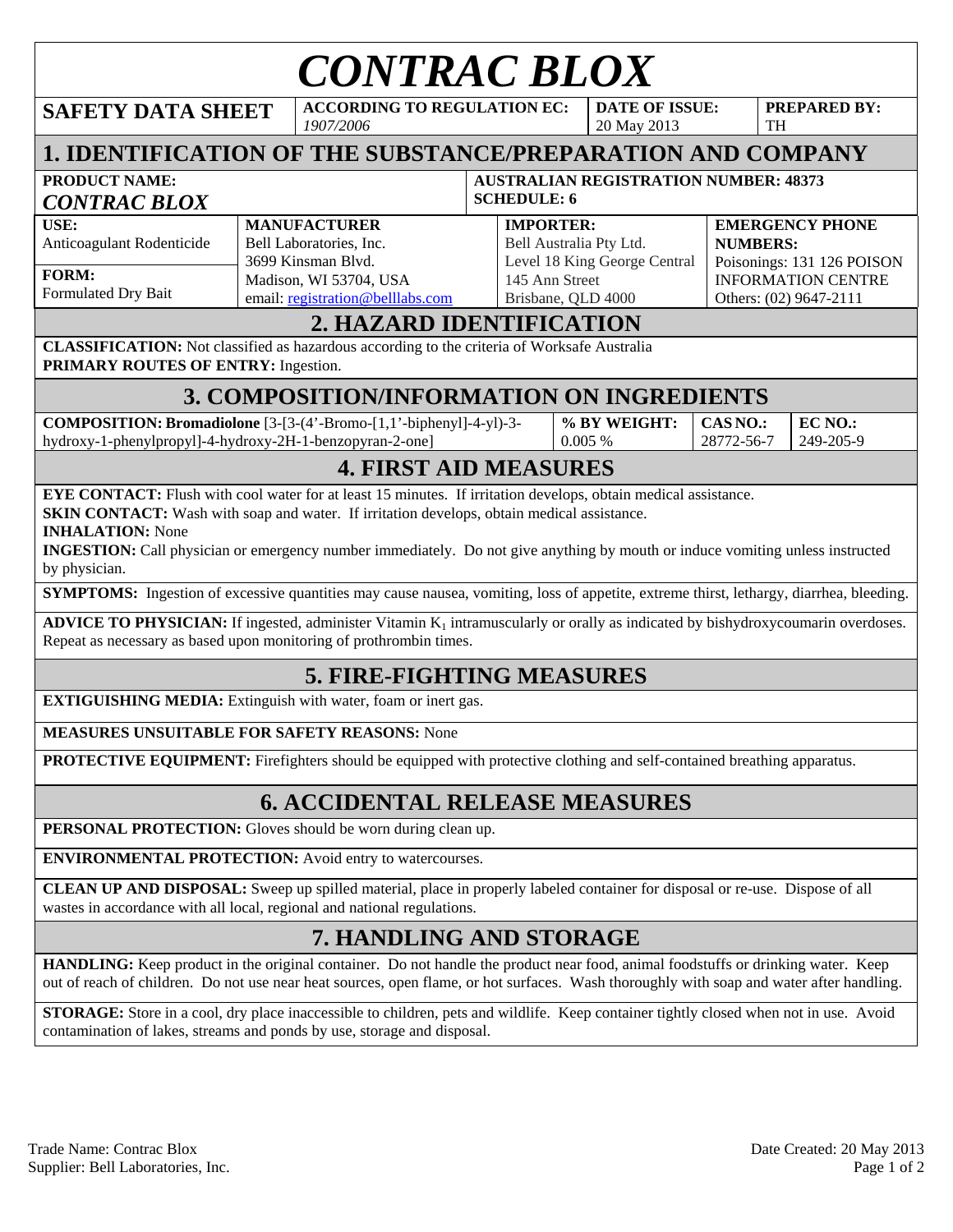# *CONTRAC BLOX*

| SAFETY DATA SHEET | ACCORDING TO REGULATION EC: *1907/2006* | DATE OF ISSUE: 20 May 2013 | PREPARED BY: TH |
|---|---|---|---|

## 1. IDENTIFICATION OF THE SUBSTANCE/PREPARATION AND COMPANY

**PRODUCT NAME:** ***CONTRAC BLOX***

**AUSTRALIAN REGISTRATION NUMBER: 48373**
**SCHEDULE: 6**

| USE: | MANUFACTURER | IMPORTER: | EMERGENCY PHONE NUMBERS: |
|---|---|---|---|
| Anticoagulant Rodenticide<br>**FORM:**<br>Formulated Dry Bait | Bell Laboratories, Inc.<br>3699 Kinsman Blvd.<br>Madison, WI 53704, USA<br>email: registration@belllabs.com | Bell Australia Pty Ltd.<br>Level 18 King George Central<br>145 Ann Street<br>Brisbane, QLD 4000 | Poisonings: 131 126 POISON INFORMATION CENTRE<br>Others: (02) 9647-2111 |

## 2. HAZARD IDENTIFICATION

**CLASSIFICATION:** Not classified as hazardous according to the criteria of Worksafe Australia
**PRIMARY ROUTES OF ENTRY:** Ingestion.

## 3. COMPOSITION/INFORMATION ON INGREDIENTS

| COMPOSITION: | % BY WEIGHT: | CAS NO.: | EC NO.: |
|---|---|---|---|
| **Bromadiolone** [3-[3-(4'-Bromo-[1,1'-biphenyl]-4-yl)-3-hydroxy-1-phenylpropyl]-4-hydroxy-2H-1-benzopyran-2-one] | 0.005 % | 28772-56-7 | 249-205-9 |

## 4. FIRST AID MEASURES

**EYE CONTACT:** Flush with cool water for at least 15 minutes. If irritation develops, obtain medical assistance.
**SKIN CONTACT:** Wash with soap and water. If irritation develops, obtain medical assistance.
**INHALATION:** None
**INGESTION:** Call physician or emergency number immediately. Do not give anything by mouth or induce vomiting unless instructed by physician.

**SYMPTOMS:** Ingestion of excessive quantities may cause nausea, vomiting, loss of appetite, extreme thirst, lethargy, diarrhea, bleeding.

**ADVICE TO PHYSICIAN:** If ingested, administer Vitamin $K_1$ intramuscularly or orally as indicated by bishydroxycoumarin overdoses. Repeat as necessary as based upon monitoring of prothrombin times.

## 5. FIRE-FIGHTING MEASURES

**EXTIGUISHING MEDIA:** Extinguish with water, foam or inert gas.

**MEASURES UNSUITABLE FOR SAFETY REASONS:** None

**PROTECTIVE EQUIPMENT:** Firefighters should be equipped with protective clothing and self-contained breathing apparatus.

## 6. ACCIDENTAL RELEASE MEASURES

**PERSONAL PROTECTION:** Gloves should be worn during clean up.

**ENVIRONMENTAL PROTECTION:** Avoid entry to watercourses.

**CLEAN UP AND DISPOSAL:** Sweep up spilled material, place in properly labeled container for disposal or re-use. Dispose of all wastes in accordance with all local, regional and national regulations.

## 7. HANDLING AND STORAGE

**HANDLING:** Keep product in the original container. Do not handle the product near food, animal foodstuffs or drinking water. Keep out of reach of children. Do not use near heat sources, open flame, or hot surfaces. Wash thoroughly with soap and water after handling.

**STORAGE:** Store in a cool, dry place inaccessible to children, pets and wildlife. Keep container tightly closed when not in use. Avoid contamination of lakes, streams and ponds by use, storage and disposal.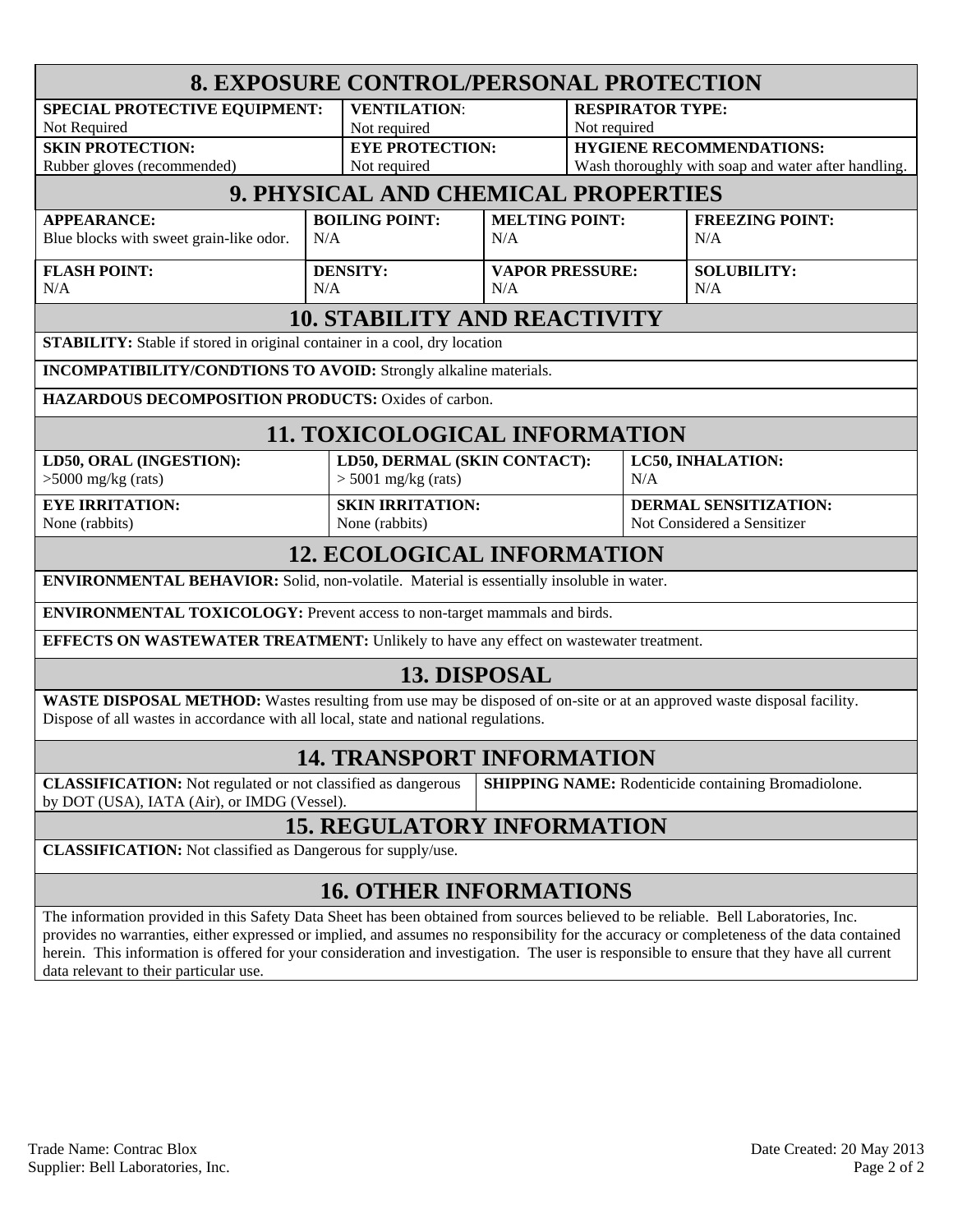## 8. EXPOSURE CONTROL/PERSONAL PROTECTION

| | | |
|---|---|---|
| **SPECIAL PROTECTIVE EQUIPMENT:** Not Required | **VENTILATION**: Not required | **RESPIRATOR TYPE:** Not required |
| **SKIN PROTECTION:** Rubber gloves (recommended) | **EYE PROTECTION:** Not required | **HYGIENE RECOMMENDATIONS:** Wash thoroughly with soap and water after handling. |

## 9. PHYSICAL AND CHEMICAL PROPERTIES

| | | | |
|---|---|---|---|
| **APPEARANCE:** Blue blocks with sweet grain-like odor. | **BOILING POINT:** N/A | **MELTING POINT:** N/A | **FREEZING POINT:** N/A |
| **FLASH POINT:** N/A | **DENSITY:** N/A | **VAPOR PRESSURE:** N/A | **SOLUBILITY:** N/A |

## 10. STABILITY AND REACTIVITY

**STABILITY:** Stable if stored in original container in a cool, dry location

**INCOMPATIBILITY/CONDTIONS TO AVOID:** Strongly alkaline materials.

**HAZARDOUS DECOMPOSITION PRODUCTS:** Oxides of carbon.

## 11. TOXICOLOGICAL INFORMATION

| | | |
|---|---|---|
| **LD50, ORAL (INGESTION):** >5000 mg/kg (rats) | **LD50, DERMAL (SKIN CONTACT):** > 5001 mg/kg (rats) | **LC50, INHALATION:** N/A |
| **EYE IRRITATION:** None (rabbits) | **SKIN IRRITATION:** None (rabbits) | **DERMAL SENSITIZATION:** Not Considered a Sensitizer |

## 12. ECOLOGICAL INFORMATION

**ENVIRONMENTAL BEHAVIOR:** Solid, non-volatile. Material is essentially insoluble in water.

**ENVIRONMENTAL TOXICOLOGY:** Prevent access to non-target mammals and birds.

**EFFECTS ON WASTEWATER TREATMENT:** Unlikely to have any effect on wastewater treatment.

## 13. DISPOSAL

**WASTE DISPOSAL METHOD:** Wastes resulting from use may be disposed of on-site or at an approved waste disposal facility. Dispose of all wastes in accordance with all local, state and national regulations.

## 14. TRANSPORT INFORMATION

| | |
|---|---|
| **CLASSIFICATION:** Not regulated or not classified as dangerous by DOT (USA), IATA (Air), or IMDG (Vessel). | **SHIPPING NAME:** Rodenticide containing Bromadiolone. |

## 15. REGULATORY INFORMATION

**CLASSIFICATION:** Not classified as Dangerous for supply/use.

## 16. OTHER INFORMATIONS

The information provided in this Safety Data Sheet has been obtained from sources believed to be reliable. Bell Laboratories, Inc. provides no warranties, either expressed or implied, and assumes no responsibility for the accuracy or completeness of the data contained herein. This information is offered for your consideration and investigation. The user is responsible to ensure that they have all current data relevant to their particular use.